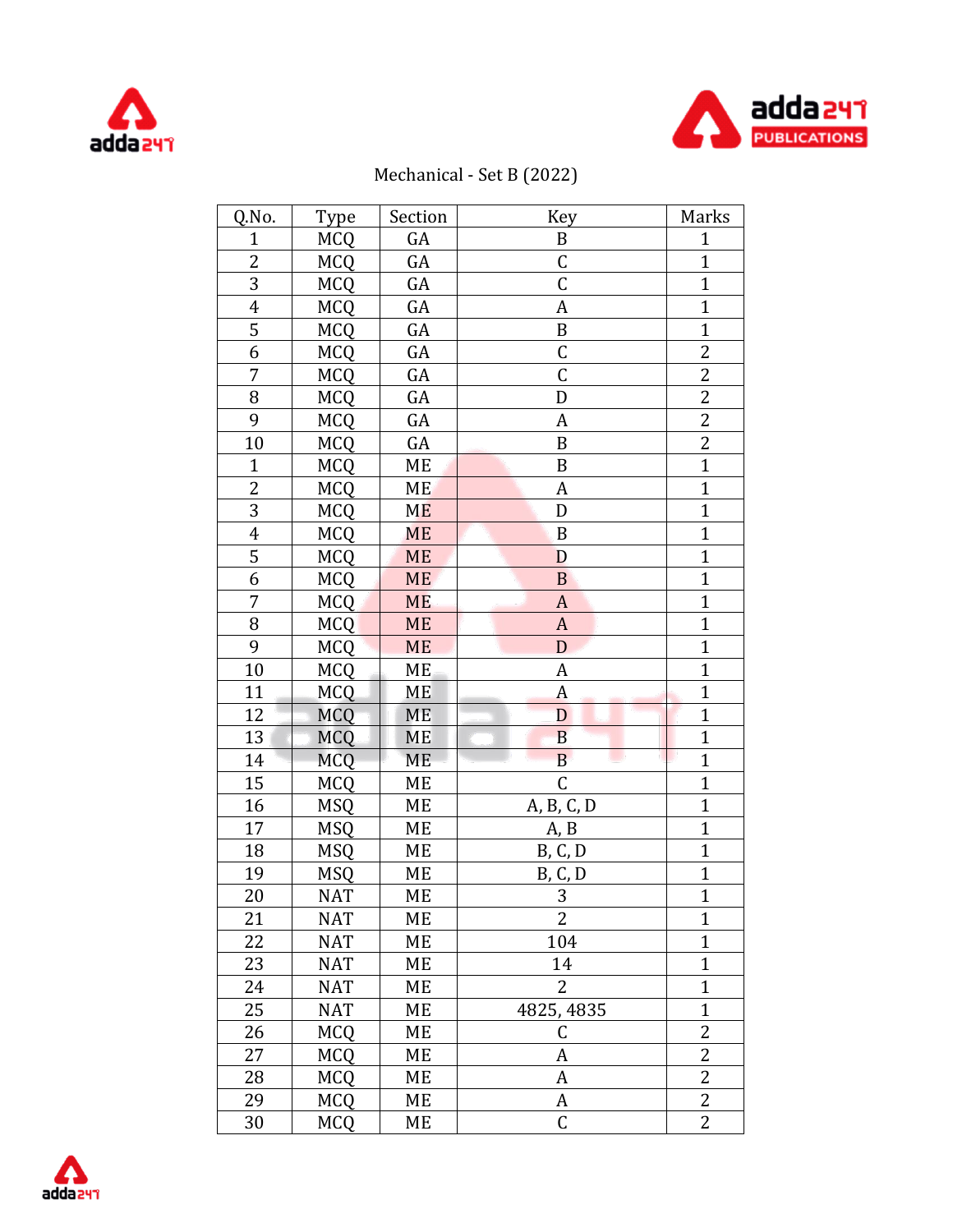Mechanical - Set B (2022)

| Q.No. | Type | Section | Key | Marks |
|---|---|---|---|---|
| 1 | MCQ | GA | B | 1 |
| 2 | MCQ | GA | C | 1 |
| 3 | MCQ | GA | C | 1 |
| 4 | MCQ | GA | A | 1 |
| 5 | MCQ | GA | B | 1 |
| 6 | MCQ | GA | C | 2 |
| 7 | MCQ | GA | C | 2 |
| 8 | MCQ | GA | D | 2 |
| 9 | MCQ | GA | A | 2 |
| 10 | MCQ | GA | B | 2 |
| 1 | MCQ | ME | B | 1 |
| 2 | MCQ | ME | A | 1 |
| 3 | MCQ | ME | D | 1 |
| 4 | MCQ | ME | B | 1 |
| 5 | MCQ | ME | D | 1 |
| 6 | MCQ | ME | B | 1 |
| 7 | MCQ | ME | A | 1 |
| 8 | MCQ | ME | A | 1 |
| 9 | MCQ | ME | D | 1 |
| 10 | MCQ | ME | A | 1 |
| 11 | MCQ | ME | A | 1 |
| 12 | MCQ | ME | D | 1 |
| 13 | MCQ | ME | B | 1 |
| 14 | MCQ | ME | B | 1 |
| 15 | MCQ | ME | C | 1 |
| 16 | MSQ | ME | A, B, C, D | 1 |
| 17 | MSQ | ME | A, B | 1 |
| 18 | MSQ | ME | B, C, D | 1 |
| 19 | MSQ | ME | B, C, D | 1 |
| 20 | NAT | ME | 3 | 1 |
| 21 | NAT | ME | 2 | 1 |
| 22 | NAT | ME | 104 | 1 |
| 23 | NAT | ME | 14 | 1 |
| 24 | NAT | ME | 2 | 1 |
| 25 | NAT | ME | 4825, 4835 | 1 |
| 26 | MCQ | ME | C | 2 |
| 27 | MCQ | ME | A | 2 |
| 28 | MCQ | ME | A | 2 |
| 29 | MCQ | ME | A | 2 |
| 30 | MCQ | ME | C | 2 |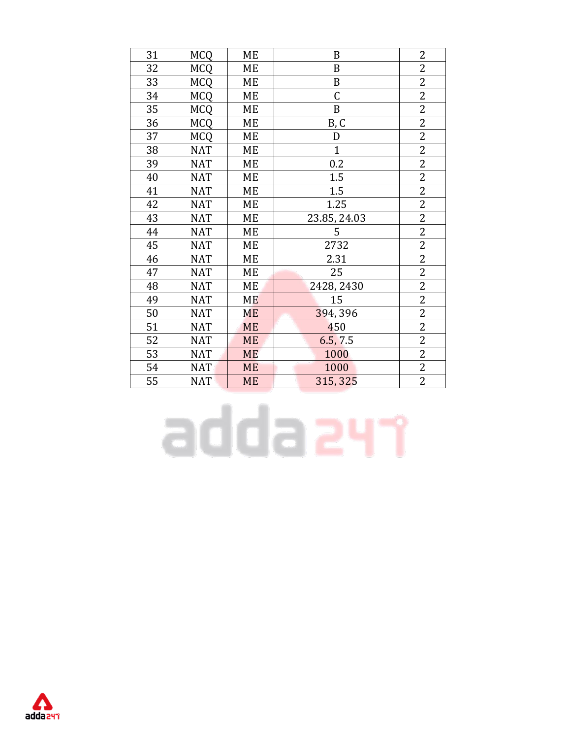| | | | | |
|---|---|---|---|---|
| 31 | MCQ | ME | B | 2 |
| 32 | MCQ | ME | B | 2 |
| 33 | MCQ | ME | B | 2 |
| 34 | MCQ | ME | C | 2 |
| 35 | MCQ | ME | B | 2 |
| 36 | MCQ | ME | B, C | 2 |
| 37 | MCQ | ME | D | 2 |
| 38 | NAT | ME | 1 | 2 |
| 39 | NAT | ME | 0.2 | 2 |
| 40 | NAT | ME | 1.5 | 2 |
| 41 | NAT | ME | 1.5 | 2 |
| 42 | NAT | ME | 1.25 | 2 |
| 43 | NAT | ME | 23.85, 24.03 | 2 |
| 44 | NAT | ME | 5 | 2 |
| 45 | NAT | ME | 2732 | 2 |
| 46 | NAT | ME | 2.31 | 2 |
| 47 | NAT | ME | 25 | 2 |
| 48 | NAT | ME | 2428, 2430 | 2 |
| 49 | NAT | ME | 15 | 2 |
| 50 | NAT | ME | 394, 396 | 2 |
| 51 | NAT | ME | 450 | 2 |
| 52 | NAT | ME | 6.5, 7.5 | 2 |
| 53 | NAT | ME | 1000 | 2 |
| 54 | NAT | ME | 1000 | 2 |
| 55 | NAT | ME | 315, 325 | 2 |